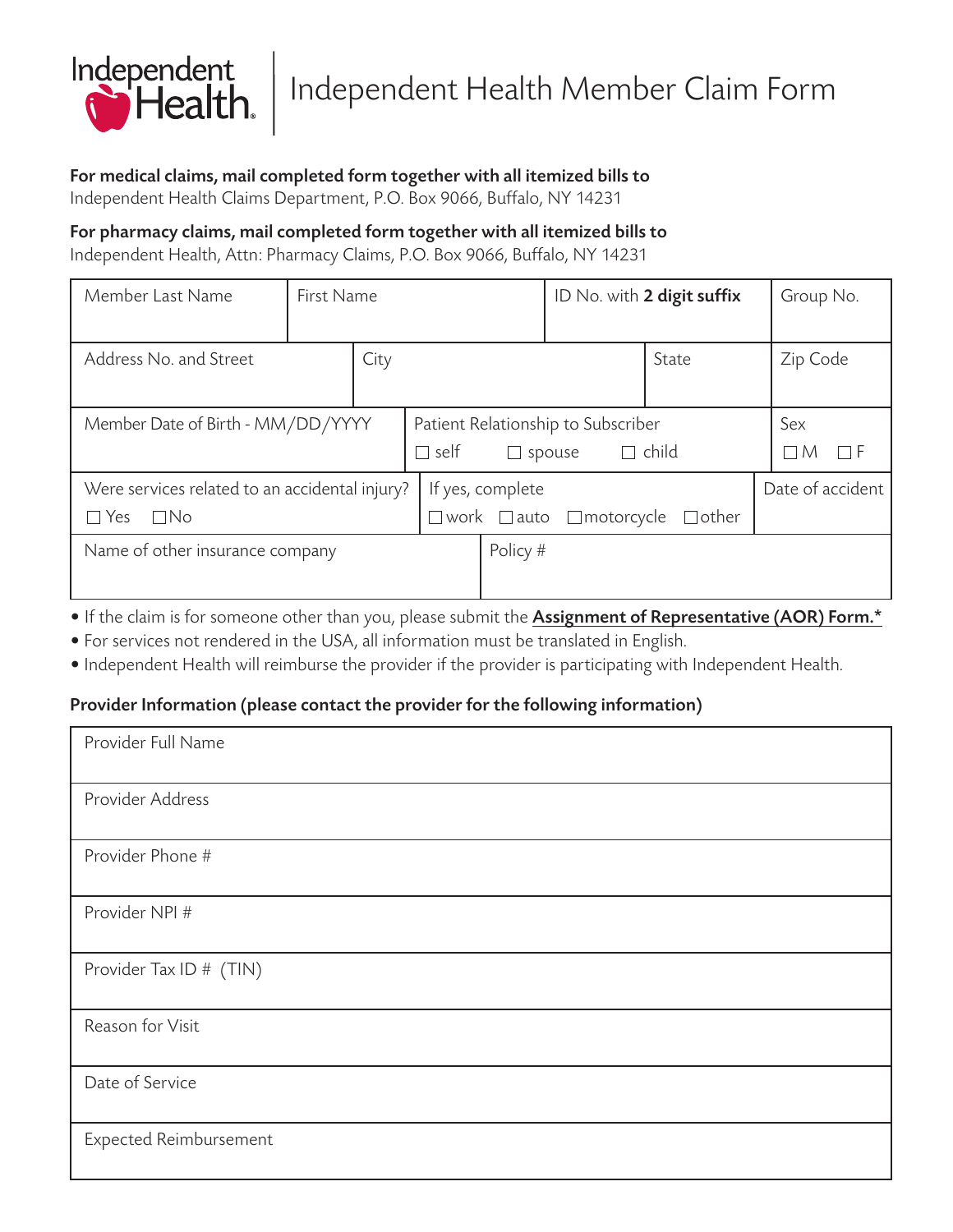# Independent Health Member Claim Form

**For medical claims, mail completed form together with all itemized bills to**
Independent Health Claims Department, P.O. Box 9066, Buffalo, NY 14231

**For pharmacy claims, mail completed form together with all itemized bills to**
Independent Health, Attn: Pharmacy Claims, P.O. Box 9066, Buffalo, NY 14231

| Member Last Name | First Name | ID No. with **2 digit suffix** | Group No. |
|---|---|---|---|
| | | | |

| Address No. and Street | City | State | Zip Code |
|---|---|---|---|
| | | | |

| Member Date of Birth - MM/DD/YYYY | Patient Relationship to Subscriber | Sex |
|---|---|---|
| | ☐ self ☐ spouse ☐ child | ☐ M ☐ F |

| Were services related to an accidental injury? | If yes, complete | Date of accident |
|---|---|---|
| ☐ Yes ☐ No | ☐ work ☐ auto ☐ motorcycle ☐ other | |

| Name of other insurance company | Policy # |
|---|---|
| | |

- If the claim is for someone other than you, please submit the **Assignment of Representative (AOR) Form.***
- For services not rendered in the USA, all information must be translated in English.
- Independent Health will reimburse the provider if the provider is participating with Independent Health.

**Provider Information (please contact the provider for the following information)**

| Provider Full Name |
|---|
| Provider Address |
| Provider Phone # |
| Provider NPI # |
| Provider Tax ID # (TIN) |
| Reason for Visit |
| Date of Service |
| Expected Reimbursement |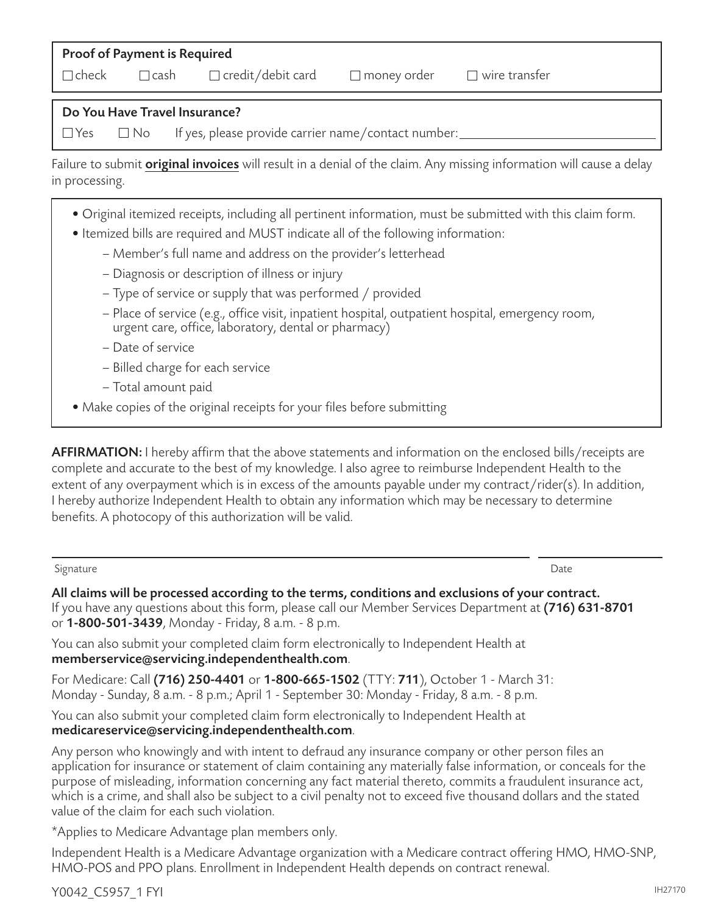**Proof of Payment is Required**

☐ check ☐ cash ☐ credit/debit card ☐ money order ☐ wire transfer

**Do You Have Travel Insurance?**

☐ Yes ☐ No If yes, please provide carrier name/contact number: ____________________________

Failure to submit **original invoices** will result in a denial of the claim. Any missing information will cause a delay in processing.

- Original itemized receipts, including all pertinent information, must be submitted with this claim form.
- Itemized bills are required and MUST indicate all of the following information:
  - Member's full name and address on the provider's letterhead
  - Diagnosis or description of illness or injury
  - Type of service or supply that was performed / provided
  - Place of service (e.g., office visit, inpatient hospital, outpatient hospital, emergency room, urgent care, office, laboratory, dental or pharmacy)
  - Date of service
  - Billed charge for each service
  - Total amount paid
- Make copies of the original receipts for your files before submitting

**AFFIRMATION:** I hereby affirm that the above statements and information on the enclosed bills/receipts are complete and accurate to the best of my knowledge. I also agree to reimburse Independent Health to the extent of any overpayment which is in excess of the amounts payable under my contract/rider(s). In addition, I hereby authorize Independent Health to obtain any information which may be necessary to determine benefits. A photocopy of this authorization will be valid.

______________________________________________ ______________

Signature Date

**All claims will be processed according to the terms, conditions and exclusions of your contract.**
If you have any questions about this form, please call our Member Services Department at **(716) 631-8701** or **1-800-501-3439**, Monday - Friday, 8 a.m. - 8 p.m.

You can also submit your completed claim form electronically to Independent Health at **memberservice@servicing.independenthealth.com**.

For Medicare: Call **(716) 250-4401** or **1-800-665-1502** (TTY: **711**), October 1 - March 31: Monday - Sunday, 8 a.m. - 8 p.m.; April 1 - September 30: Monday - Friday, 8 a.m. - 8 p.m.

You can also submit your completed claim form electronically to Independent Health at **medicareservice@servicing.independenthealth.com**.

Any person who knowingly and with intent to defraud any insurance company or other person files an application for insurance or statement of claim containing any materially false information, or conceals for the purpose of misleading, information concerning any fact material thereto, commits a fraudulent insurance act, which is a crime, and shall also be subject to a civil penalty not to exceed five thousand dollars and the stated value of the claim for each such violation.

*Applies to Medicare Advantage plan members only.

Independent Health is a Medicare Advantage organization with a Medicare contract offering HMO, HMO-SNP, HMO-POS and PPO plans. Enrollment in Independent Health depends on contract renewal.

Y0042_C5957_1 FYI

IH27170